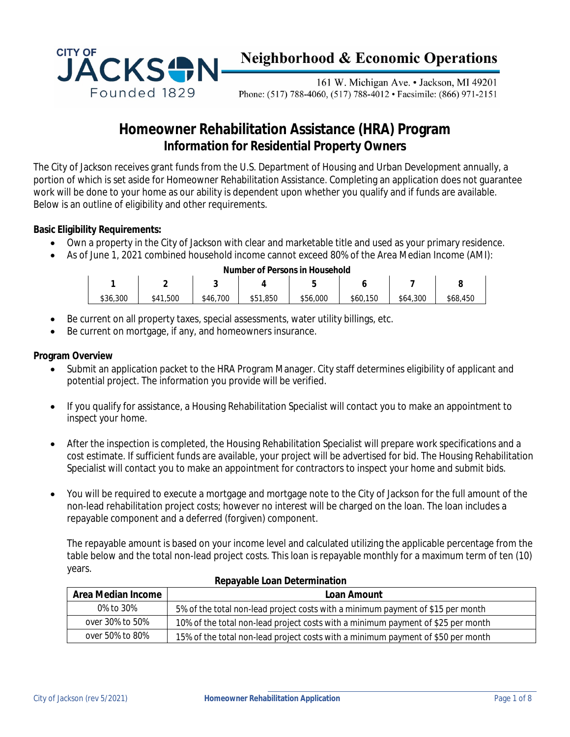CITY OF JACKSON Founded 1829

# Neighborhood & Economic Operations

161 W. Michigan Ave. • Jackson, MI 49201
Phone: (517) 788-4060, (517) 788-4012 • Facsimile: (866) 971-2151

# Homeowner Rehabilitation Assistance (HRA) Program

## Information for Residential Property Owners

The City of Jackson receives grant funds from the U.S. Department of Housing and Urban Development annually, a portion of which is set aside for Homeowner Rehabilitation Assistance. Completing an application does not guarantee work will be done to your home as our ability is dependent upon whether you qualify and if funds are available. Below is an outline of eligibility and other requirements.

**Basic Eligibility Requirements:**

- Own a property in the City of Jackson with clear and marketable title and used as your primary residence.
- As of June 1, 2021 combined household income cannot exceed 80% of the Area Median Income (AMI):

**Number of Persons in Household**

| 1 | 2 | 3 | 4 | 5 | 6 | 7 | 8 |
|---|---|---|---|---|---|---|---|
| $36,300 | $41,500 | $46,700 | $51,850 | $56,000 | $60,150 | $64,300 | $68,450 |

- Be current on all property taxes, special assessments, water utility billings, etc.
- Be current on mortgage, if any, and homeowners insurance.

**Program Overview**

- Submit an application packet to the HRA Program Manager. City staff determines eligibility of applicant and potential project. The information you provide will be verified.
- If you qualify for assistance, a Housing Rehabilitation Specialist will contact you to make an appointment to inspect your home.
- After the inspection is completed, the Housing Rehabilitation Specialist will prepare work specifications and a cost estimate. If sufficient funds are available, your project will be advertised for bid. The Housing Rehabilitation Specialist will contact you to make an appointment for contractors to inspect your home and submit bids.
- You will be required to execute a mortgage and mortgage note to the City of Jackson for the full amount of the non-lead rehabilitation project costs; however no interest will be charged on the loan. The loan includes a repayable component and a deferred (forgiven) component.

  The repayable amount is based on your income level and calculated utilizing the applicable percentage from the table below and the total non-lead project costs. This loan is repayable monthly for a maximum term of ten (10) years.

**Repayable Loan Determination**

| Area Median Income | Loan Amount |
|---|---|
| 0% to 30% | 5% of the total non-lead project costs with a minimum payment of $15 per month |
| over 30% to 50% | 10% of the total non-lead project costs with a minimum payment of $25 per month |
| over 50% to 80% | 15% of the total non-lead project costs with a minimum payment of $50 per month |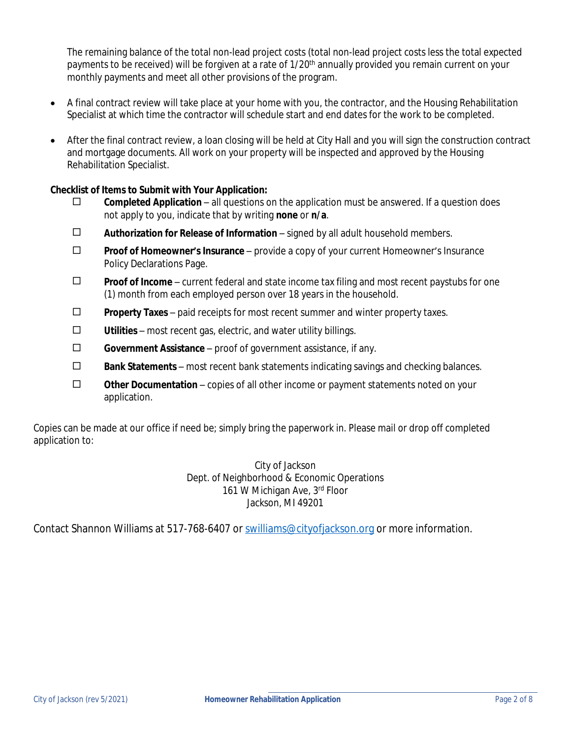The remaining balance of the total non-lead project costs (total non-lead project costs less the total expected payments to be received) will be forgiven at a rate of 1/20th annually provided you remain current on your monthly payments and meet all other provisions of the program.

- A final contract review will take place at your home with you, the contractor, and the Housing Rehabilitation Specialist at which time the contractor will schedule start and end dates for the work to be completed.
- After the final contract review, a loan closing will be held at City Hall and you will sign the construction contract and mortgage documents. All work on your property will be inspected and approved by the Housing Rehabilitation Specialist.

**Checklist of Items to Submit with Your Application:**

- ☐ **Completed Application** – all questions on the application must be answered. If a question does not apply to you, indicate that by writing **none** or **n/a**.
- ☐ **Authorization for Release of Information** – signed by all adult household members.
- ☐ **Proof of Homeowner's Insurance** – provide a copy of your current Homeowner's Insurance Policy Declarations Page.
- ☐ **Proof of Income** – current federal and state income tax filing and most recent paystubs for one (1) month from each employed person over 18 years in the household.
- ☐ **Property Taxes** – paid receipts for most recent summer and winter property taxes.
- ☐ **Utilities** – most recent gas, electric, and water utility billings.
- ☐ **Government Assistance** – proof of government assistance, if any.
- ☐ **Bank Statements** – most recent bank statements indicating savings and checking balances.
- ☐ **Other Documentation** – copies of all other income or payment statements noted on your application.

Copies can be made at our office if need be; simply bring the paperwork in. Please mail or drop off completed application to:

City of Jackson
Dept. of Neighborhood & Economic Operations
161 W Michigan Ave, 3rd Floor
Jackson, MI 49201

Contact Shannon Williams at 517-768-6407 or swilliams@cityofjackson.org or more information.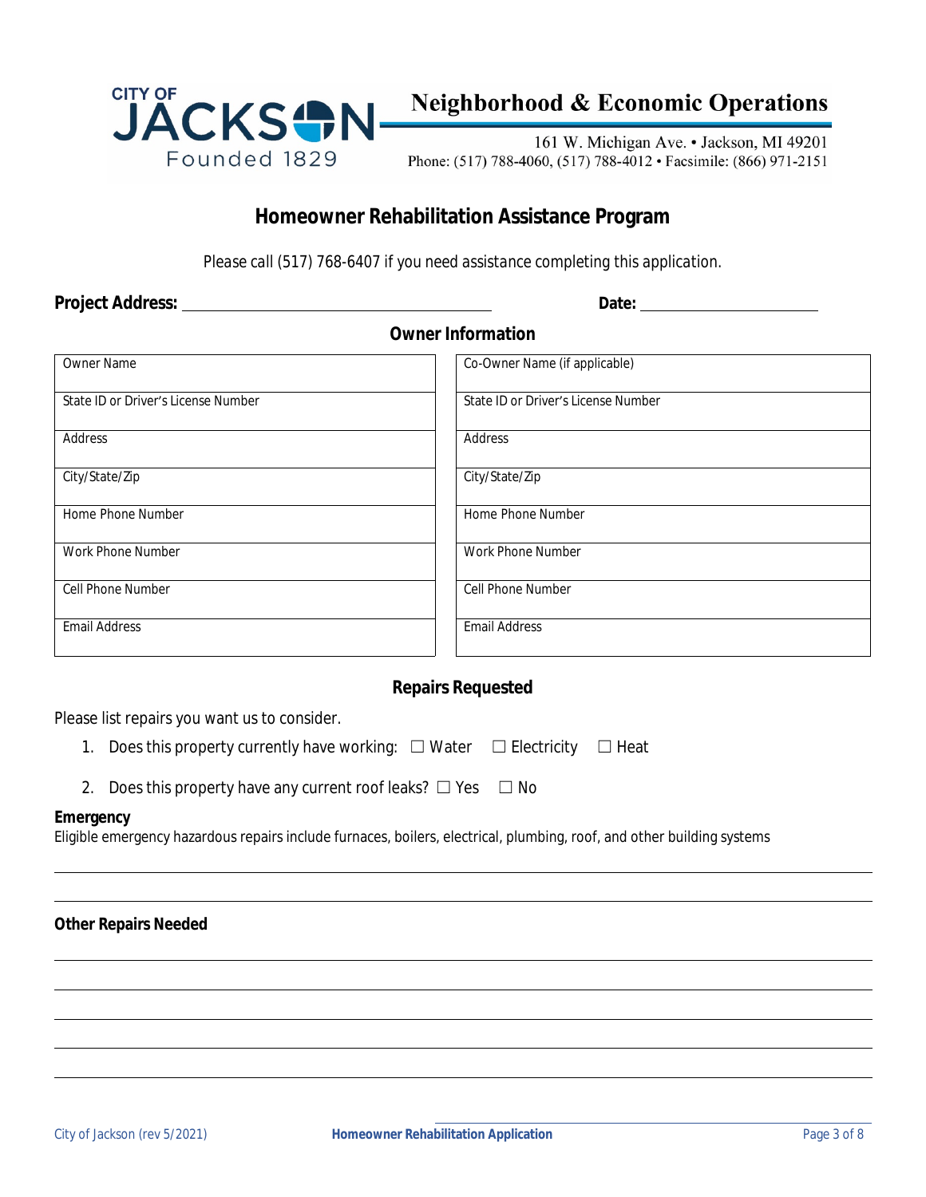CITY OF JACKSON
Founded 1829

**Neighborhood & Economic Operations**

161 W. Michigan Ave. • Jackson, MI 49201
Phone: (517) 788-4060, (517) 788-4012 • Facsimile: (866) 971-2151

## Homeowner Rehabilitation Assistance Program

*Please call (517) 768-6407 if you need assistance completing this application.*

**Project Address:** ______________________________ **Date:** ____________________

### Owner Information

| Owner | Co-Owner |
|---|---|
| Owner Name | Co-Owner Name (if applicable) |
| State ID or Driver's License Number | State ID or Driver's License Number |
| Address | Address |
| City/State/Zip | City/State/Zip |
| Home Phone Number | Home Phone Number |
| Work Phone Number | Work Phone Number |
| Cell Phone Number | Cell Phone Number |
| Email Address | Email Address |

### Repairs Requested

Please list repairs you want us to consider.

1. Does this property currently have working: ☐ Water ☐ Electricity ☐ Heat
2. Does this property have any current roof leaks? ☐ Yes ☐ No

**Emergency**

Eligible emergency hazardous repairs include furnaces, boilers, electrical, plumbing, roof, and other building systems

______________________________________________________________________

______________________________________________________________________

**Other Repairs Needed**

______________________________________________________________________

______________________________________________________________________

______________________________________________________________________

______________________________________________________________________

______________________________________________________________________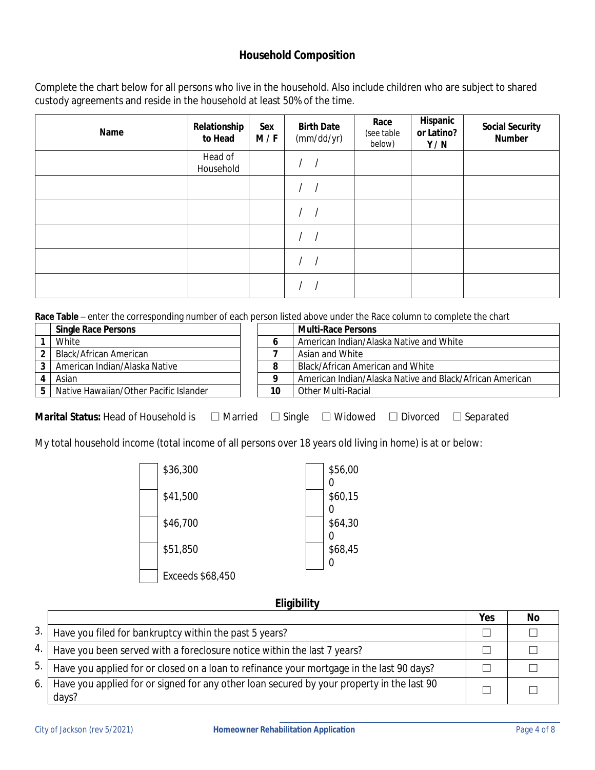## Household Composition

Complete the chart below for all persons who live in the household. Also include children who are subject to shared custody agreements and reside in the household at least 50% of the time.

| Name | Relationship to Head | Sex M / F | Birth Date (mm/dd/yr) | Race (see table below) | Hispanic or Latino? Y / N | Social Security Number |
|---|---|---|---|---|---|---|
| | Head of Household | | / / | | | |
| | | | / / | | | |
| | | | / / | | | |
| | | | / / | | | |
| | | | / / | | | |
| | | | / / | | | |

**Race Table** – enter the corresponding number of each person listed above under the Race column to complete the chart

| | Single Race Persons |
|---|---|
| 1 | White |
| 2 | Black/African American |
| 3 | American Indian/Alaska Native |
| 4 | Asian |
| 5 | Native Hawaiian/Other Pacific Islander |

| | Multi-Race Persons |
|---|---|
| 6 | American Indian/Alaska Native and White |
| 7 | Asian and White |
| 8 | Black/African American and White |
| 9 | American Indian/Alaska Native and Black/African American |
| 10 | Other Multi-Racial |

**Marital Status:** Head of Household is ☐ Married ☐ Single ☐ Widowed ☐ Divorced ☐ Separated

My total household income (total income of all persons over 18 years old living in home) is at or below:

| | | | |
|---|---|---|---|
| ☐ | $36,300 | ☐ | $56,000 |
| ☐ | $41,500 | ☐ | $60,150 |
| ☐ | $46,700 | ☐ | $64,300 |
| ☐ | $51,850 | ☐ | $68,450 |
| ☐ | Exceeds $68,450 | | |

## Eligibility

| | | Yes | No |
|---|---|---|---|
| 3. | Have you filed for bankruptcy within the past 5 years? | ☐ | ☐ |
| 4. | Have you been served with a foreclosure notice within the last 7 years? | ☐ | ☐ |
| 5. | Have you applied for or closed on a loan to refinance your mortgage in the last 90 days? | ☐ | ☐ |
| 6. | Have you applied for or signed for any other loan secured by your property in the last 90 days? | ☐ | ☐ |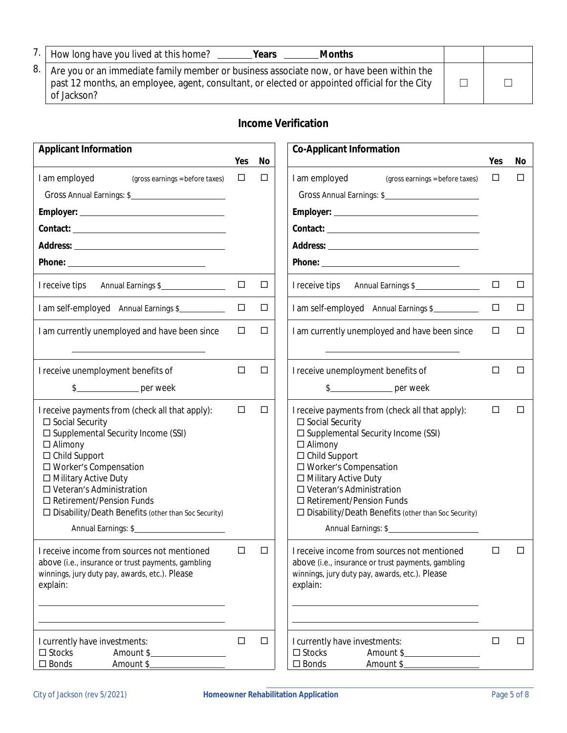| | | | |
|---|---|---|---|
| 7. | How long have you lived at this home? _______ **Years** _______ **Months** | | |
| 8. | Are you or an immediate family member or business associate now, or have been within the past 12 months, an employee, agent, consultant, or elected or appointed official for the City of Jackson? | ☐ | ☐ |

## Income Verification

| **Applicant Information** | **Yes** | **No** |
|---|---|---|
| I am employed (gross earnings = before taxes)<br>Gross Annual Earnings: $____________<br>**Employer:** ____________<br>**Contact:** ____________<br>**Address:** ____________<br>**Phone:** ____________ | ☐ | ☐ |
| I receive tips Annual Earnings $____________ | ☐ | ☐ |
| I am self-employed Annual Earnings $____________ | ☐ | ☐ |
| I am currently unemployed and have been since<br>____________ | ☐ | ☐ |
| I receive unemployment benefits of<br>$____________ per week | ☐ | ☐ |
| I receive payments from (check all that apply):<br>☐ Social Security<br>☐ Supplemental Security Income (SSI)<br>☐ Alimony<br>☐ Child Support<br>☐ Worker's Compensation<br>☐ Military Active Duty<br>☐ Veteran's Administration<br>☐ Retirement/Pension Funds<br>☐ Disability/Death Benefits (other than Soc Security)<br>Annual Earnings: $____________ | ☐ | ☐ |
| I receive income from sources not mentioned above (i.e., insurance or trust payments, gambling winnings, jury duty pay, awards, etc.). Please explain:<br>____________<br>____________ | ☐ | ☐ |
| I currently have investments:<br>☐ Stocks Amount $____________<br>☐ Bonds Amount $____________ | ☐ | ☐ |

| **Co-Applicant Information** | **Yes** | **No** |
|---|---|---|
| I am employed (gross earnings = before taxes)<br>Gross Annual Earnings: $____________<br>**Employer:** ____________<br>**Contact:** ____________<br>**Address:** ____________<br>**Phone:** ____________ | ☐ | ☐ |
| I receive tips Annual Earnings $____________ | ☐ | ☐ |
| I am self-employed Annual Earnings $____________ | ☐ | ☐ |
| I am currently unemployed and have been since<br>____________ | ☐ | ☐ |
| I receive unemployment benefits of<br>$____________ per week | ☐ | ☐ |
| I receive payments from (check all that apply):<br>☐ Social Security<br>☐ Supplemental Security Income (SSI)<br>☐ Alimony<br>☐ Child Support<br>☐ Worker's Compensation<br>☐ Military Active Duty<br>☐ Veteran's Administration<br>☐ Retirement/Pension Funds<br>☐ Disability/Death Benefits (other than Soc Security)<br>Annual Earnings: $____________ | ☐ | ☐ |
| I receive income from sources not mentioned above (i.e., insurance or trust payments, gambling winnings, jury duty pay, awards, etc.). Please explain:<br>____________<br>____________ | ☐ | ☐ |
| I currently have investments:<br>☐ Stocks Amount $____________<br>☐ Bonds Amount $____________ | ☐ | ☐ |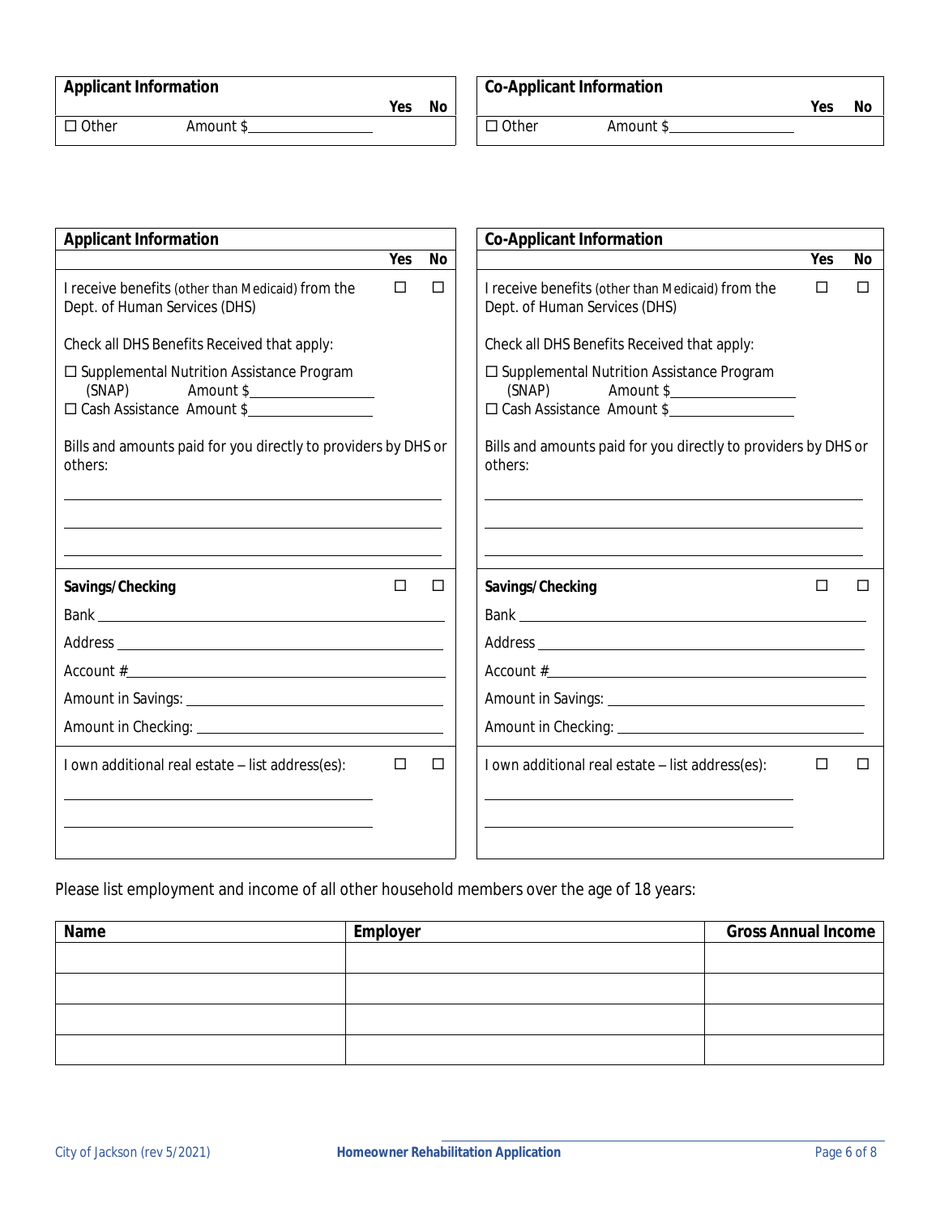| Applicant Information | Yes | No |
|---|---|---|
| ☐ Other Amount $________ | | |

| Co-Applicant Information | Yes | No |
|---|---|---|
| ☐ Other Amount $________ | | |

| Applicant Information | Yes | No |
|---|---|---|
| I receive benefits (other than Medicaid) from the Dept. of Human Services (DHS) | ☐ | ☐ |
| Check all DHS Benefits Received that apply: | | |
| ☐ Supplemental Nutrition Assistance Program (SNAP) Amount $________ | | |
| ☐ Cash Assistance Amount $________ | | |
| Bills and amounts paid for you directly to providers by DHS or others: | | |
| **Savings/Checking** | ☐ | ☐ |
| Bank ________ | | |
| Address ________ | | |
| Account #________ | | |
| Amount in Savings: ________ | | |
| Amount in Checking: ________ | | |
| I own additional real estate – list address(es): | ☐ | ☐ |

| Co-Applicant Information | Yes | No |
|---|---|---|
| I receive benefits (other than Medicaid) from the Dept. of Human Services (DHS) | ☐ | ☐ |
| Check all DHS Benefits Received that apply: | | |
| ☐ Supplemental Nutrition Assistance Program (SNAP) Amount $________ | | |
| ☐ Cash Assistance Amount $________ | | |
| Bills and amounts paid for you directly to providers by DHS or others: | | |
| **Savings/Checking** | ☐ | ☐ |
| Bank ________ | | |
| Address ________ | | |
| Account #________ | | |
| Amount in Savings: ________ | | |
| Amount in Checking: ________ | | |
| I own additional real estate – list address(es): | ☐ | ☐ |

Please list employment and income of all other household members over the age of 18 years:

| Name | Employer | Gross Annual Income |
|---|---|---|
| | | |
| | | |
| | | |
| | | |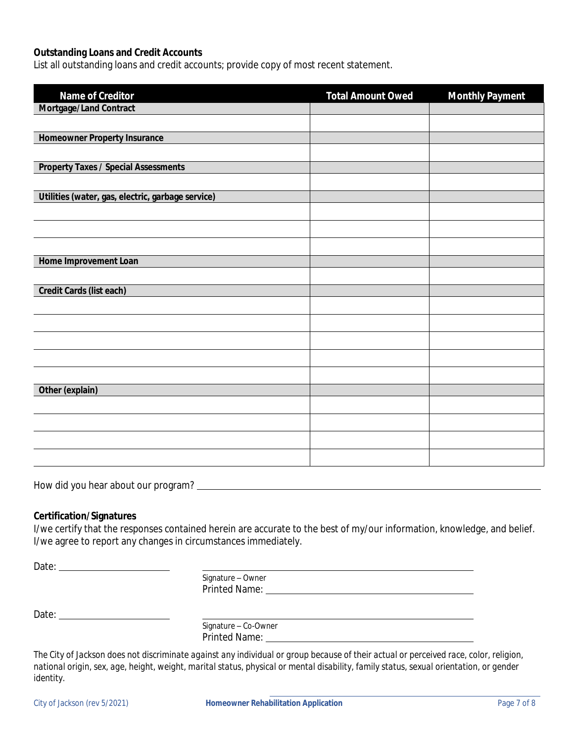**Outstanding Loans and Credit Accounts**

List all outstanding loans and credit accounts; provide copy of most recent statement.

| Name of Creditor | Total Amount Owed | Monthly Payment |
|---|---|---|
| **Mortgage/Land Contract** | | |
| | | |
| **Homeowner Property Insurance** | | |
| | | |
| **Property Taxes / Special Assessments** | | |
| | | |
| **Utilities (water, gas, electric, garbage service)** | | |
| | | |
| | | |
| | | |
| **Home Improvement Loan** | | |
| | | |
| **Credit Cards (list each)** | | |
| | | |
| | | |
| | | |
| | | |
| | | |
| **Other (explain)** | | |
| | | |
| | | |
| | | |
| | | |

How did you hear about our program? ______________________________

**Certification/Signatures**

I/we certify that the responses contained herein are accurate to the best of my/our information, knowledge, and belief. I/we agree to report any changes in circumstances immediately.

Date: ____________________ ______________________________
Signature – Owner
Printed Name: ______________________________

Date: ____________________ ______________________________
Signature – Co-Owner
Printed Name: ______________________________

*The City of Jackson does not discriminate against any individual or group because of their actual or perceived race, color, religion, national origin, sex, age, height, weight, marital status, physical or mental disability, family status, sexual orientation, or gender identity.*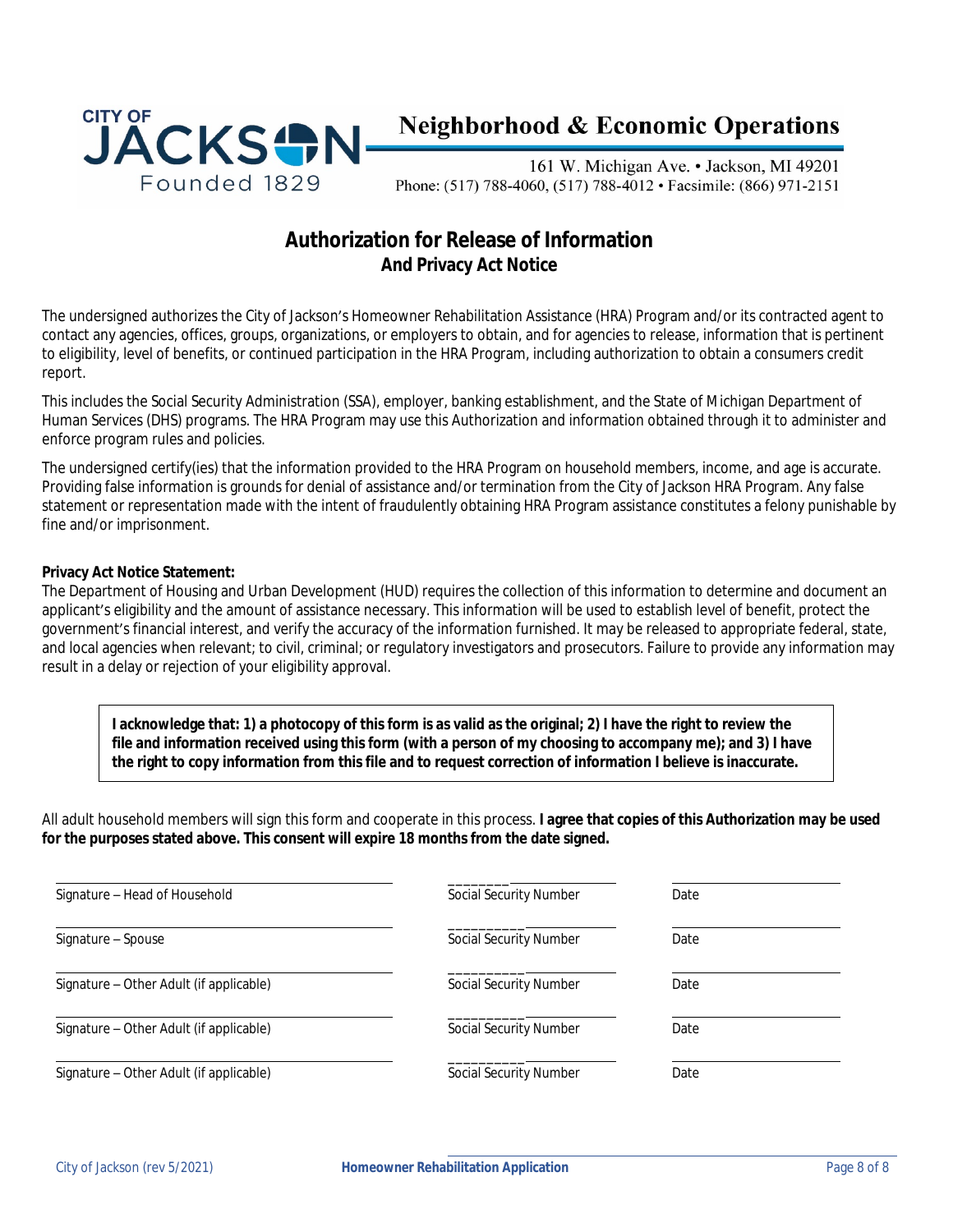CITY OF JACKSON
Founded 1829

**Neighborhood & Economic Operations**

161 W. Michigan Ave. • Jackson, MI 49201
Phone: (517) 788-4060, (517) 788-4012 • Facsimile: (866) 971-2151

# Authorization for Release of Information
## And Privacy Act Notice

The undersigned authorizes the City of Jackson's Homeowner Rehabilitation Assistance (HRA) Program and/or its contracted agent to contact any agencies, offices, groups, organizations, or employers to obtain, and for agencies to release, information that is pertinent to eligibility, level of benefits, or continued participation in the HRA Program, including authorization to obtain a consumers credit report.

This includes the Social Security Administration (SSA), employer, banking establishment, and the State of Michigan Department of Human Services (DHS) programs. The HRA Program may use this Authorization and information obtained through it to administer and enforce program rules and policies.

The undersigned certify(ies) that the information provided to the HRA Program on household members, income, and age is accurate. Providing false information is grounds for denial of assistance and/or termination from the City of Jackson HRA Program. Any false statement or representation made with the intent of fraudulently obtaining HRA Program assistance constitutes a felony punishable by fine and/or imprisonment.

**Privacy Act Notice Statement:**
The Department of Housing and Urban Development (HUD) requires the collection of this information to determine and document an applicant's eligibility and the amount of assistance necessary. This information will be used to establish level of benefit, protect the government's financial interest, and verify the accuracy of the information furnished. It may be released to appropriate federal, state, and local agencies when relevant; to civil, criminal; or regulatory investigators and prosecutors. Failure to provide any information may result in a delay or rejection of your eligibility approval.

> **I acknowledge that: 1) a photocopy of this form is as valid as the original; 2) I have the right to review the file and information received using this form (with a person of my choosing to accompany me); and 3) I have the right to copy information from this file and to request correction of information I believe is inaccurate.**

All adult household members will sign this form and cooperate in this process. **I agree that copies of this Authorization may be used for the purposes stated above. This consent will expire 18 months from the date signed.**

| | | |
|---|---|---|
| Signature – Head of Household | Social Security Number | Date |
| Signature – Spouse | Social Security Number | Date |
| Signature – Other Adult (if applicable) | Social Security Number | Date |
| Signature – Other Adult (if applicable) | Social Security Number | Date |
| Signature – Other Adult (if applicable) | Social Security Number | Date |